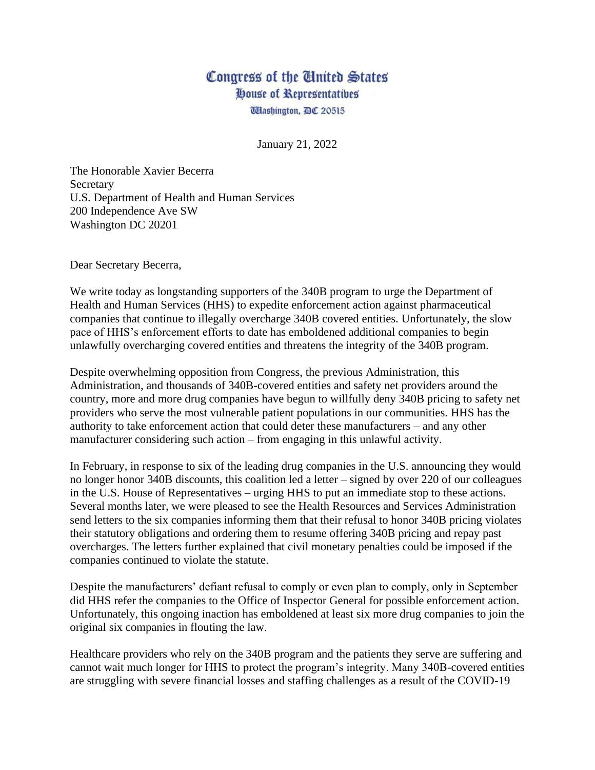# Congress of the United States
## House of Representatives
Washington, DC 20515

January 21, 2022

The Honorable Xavier Becerra
Secretary
U.S. Department of Health and Human Services
200 Independence Ave SW
Washington DC 20201

Dear Secretary Becerra,

We write today as longstanding supporters of the 340B program to urge the Department of Health and Human Services (HHS) to expedite enforcement action against pharmaceutical companies that continue to illegally overcharge 340B covered entities. Unfortunately, the slow pace of HHS's enforcement efforts to date has emboldened additional companies to begin unlawfully overcharging covered entities and threatens the integrity of the 340B program.

Despite overwhelming opposition from Congress, the previous Administration, this Administration, and thousands of 340B-covered entities and safety net providers around the country, more and more drug companies have begun to willfully deny 340B pricing to safety net providers who serve the most vulnerable patient populations in our communities. HHS has the authority to take enforcement action that could deter these manufacturers – and any other manufacturer considering such action – from engaging in this unlawful activity.

In February, in response to six of the leading drug companies in the U.S. announcing they would no longer honor 340B discounts, this coalition led a letter – signed by over 220 of our colleagues in the U.S. House of Representatives – urging HHS to put an immediate stop to these actions. Several months later, we were pleased to see the Health Resources and Services Administration send letters to the six companies informing them that their refusal to honor 340B pricing violates their statutory obligations and ordering them to resume offering 340B pricing and repay past overcharges. The letters further explained that civil monetary penalties could be imposed if the companies continued to violate the statute.

Despite the manufacturers' defiant refusal to comply or even plan to comply, only in September did HHS refer the companies to the Office of Inspector General for possible enforcement action. Unfortunately, this ongoing inaction has emboldened at least six more drug companies to join the original six companies in flouting the law.

Healthcare providers who rely on the 340B program and the patients they serve are suffering and cannot wait much longer for HHS to protect the program's integrity. Many 340B-covered entities are struggling with severe financial losses and staffing challenges as a result of the COVID-19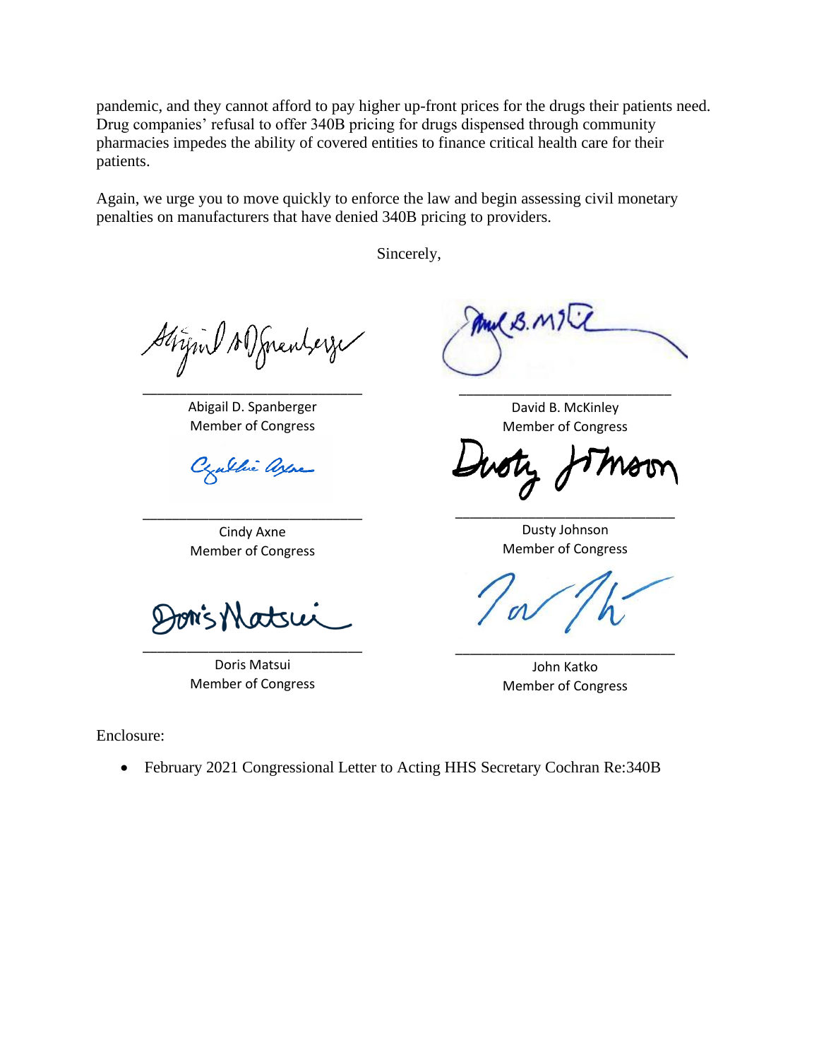pandemic, and they cannot afford to pay higher up-front prices for the drugs their patients need. Drug companies' refusal to offer 340B pricing for drugs dispensed through community pharmacies impedes the ability of covered entities to finance critical health care for their patients.

Again, we urge you to move quickly to enforce the law and begin assessing civil monetary penalties on manufacturers that have denied 340B pricing to providers.

Sincerely,

Abigail D. Spanberger
Member of Congress

David B. McKinley
Member of Congress

Cindy Axne
Member of Congress

Dusty Johnson
Member of Congress

Doris Matsui
Member of Congress

John Katko
Member of Congress

Enclosure:

- February 2021 Congressional Letter to Acting HHS Secretary Cochran Re:340B